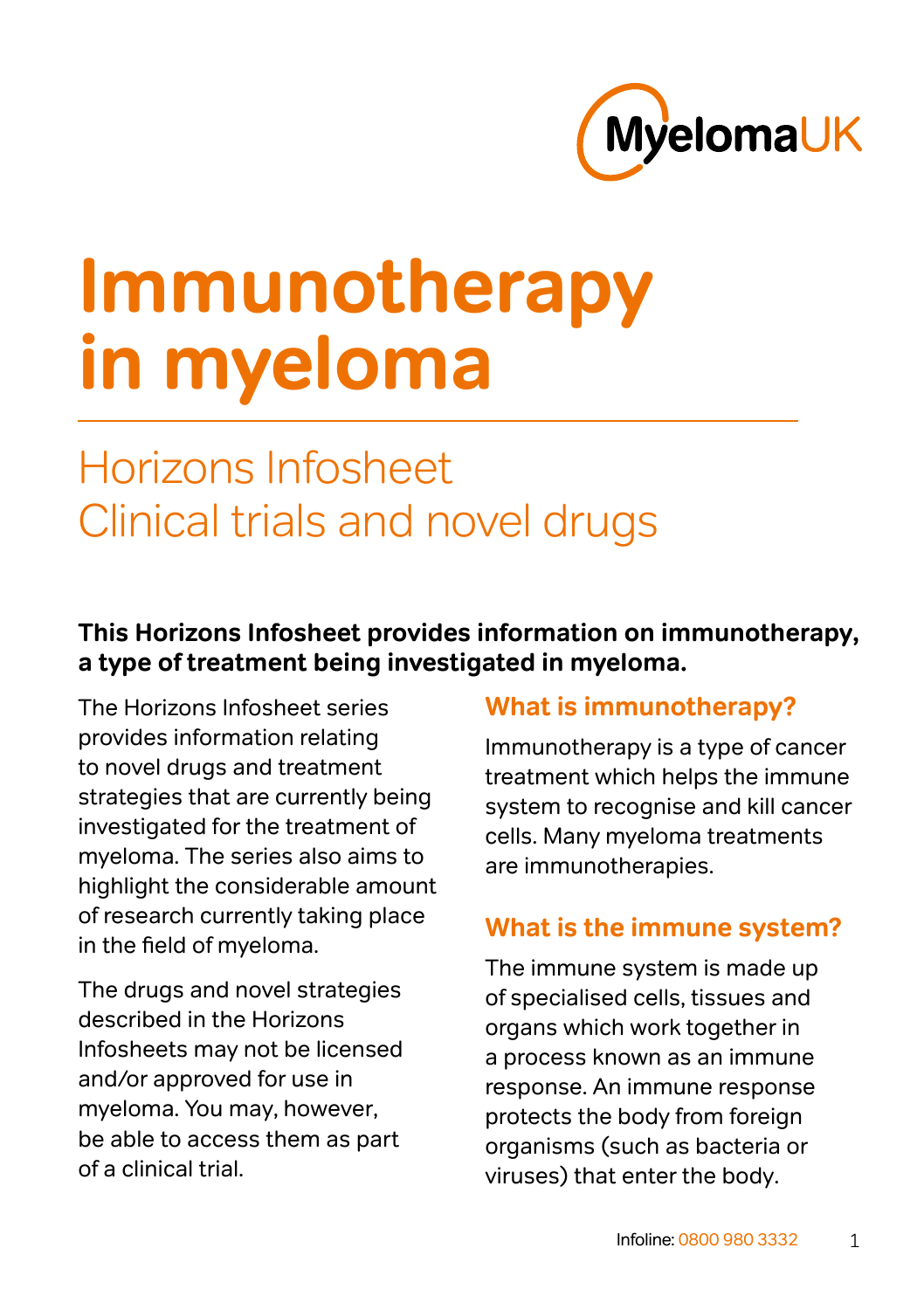# Immunotherapy in myeloma

## Horizons Infosheet
## Clinical trials and novel drugs

**This Horizons Infosheet provides information on immunotherapy, a type of treatment being investigated in myeloma.**

The Horizons Infosheet series provides information relating to novel drugs and treatment strategies that are currently being investigated for the treatment of myeloma. The series also aims to highlight the considerable amount of research currently taking place in the field of myeloma.

The drugs and novel strategies described in the Horizons Infosheets may not be licensed and/or approved for use in myeloma. You may, however, be able to access them as part of a clinical trial.

### What is immunotherapy?

Immunotherapy is a type of cancer treatment which helps the immune system to recognise and kill cancer cells. Many myeloma treatments are immunotherapies.

### What is the immune system?

The immune system is made up of specialised cells, tissues and organs which work together in a process known as an immune response. An immune response protects the body from foreign organisms (such as bacteria or viruses) that enter the body.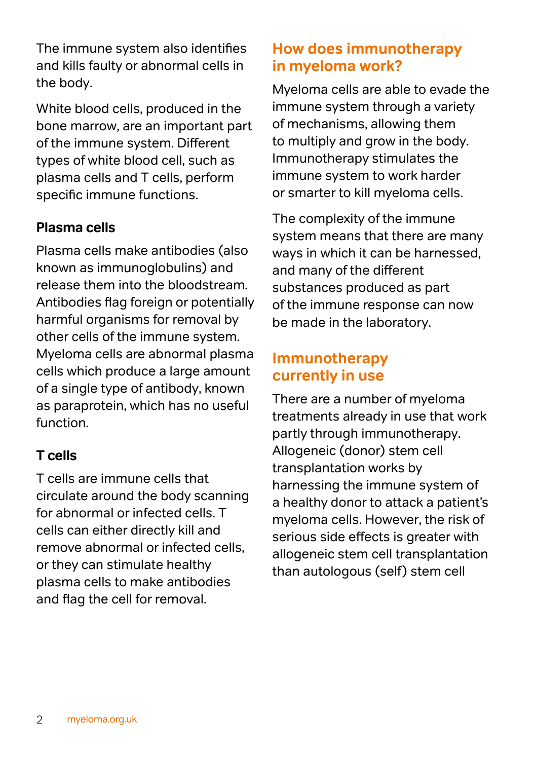The immune system also identifies and kills faulty or abnormal cells in the body.

White blood cells, produced in the bone marrow, are an important part of the immune system. Different types of white blood cell, such as plasma cells and T cells, perform specific immune functions.

### Plasma cells

Plasma cells make antibodies (also known as immunoglobulins) and release them into the bloodstream. Antibodies flag foreign or potentially harmful organisms for removal by other cells of the immune system. Myeloma cells are abnormal plasma cells which produce a large amount of a single type of antibody, known as paraprotein, which has no useful function.

### T cells

T cells are immune cells that circulate around the body scanning for abnormal or infected cells. T cells can either directly kill and remove abnormal or infected cells, or they can stimulate healthy plasma cells to make antibodies and flag the cell for removal.

## How does immunotherapy in myeloma work?

Myeloma cells are able to evade the immune system through a variety of mechanisms, allowing them to multiply and grow in the body. Immunotherapy stimulates the immune system to work harder or smarter to kill myeloma cells.

The complexity of the immune system means that there are many ways in which it can be harnessed, and many of the different substances produced as part of the immune response can now be made in the laboratory.

## Immunotherapy currently in use

There are a number of myeloma treatments already in use that work partly through immunotherapy. Allogeneic (donor) stem cell transplantation works by harnessing the immune system of a healthy donor to attack a patient's myeloma cells. However, the risk of serious side effects is greater with allogeneic stem cell transplantation than autologous (self) stem cell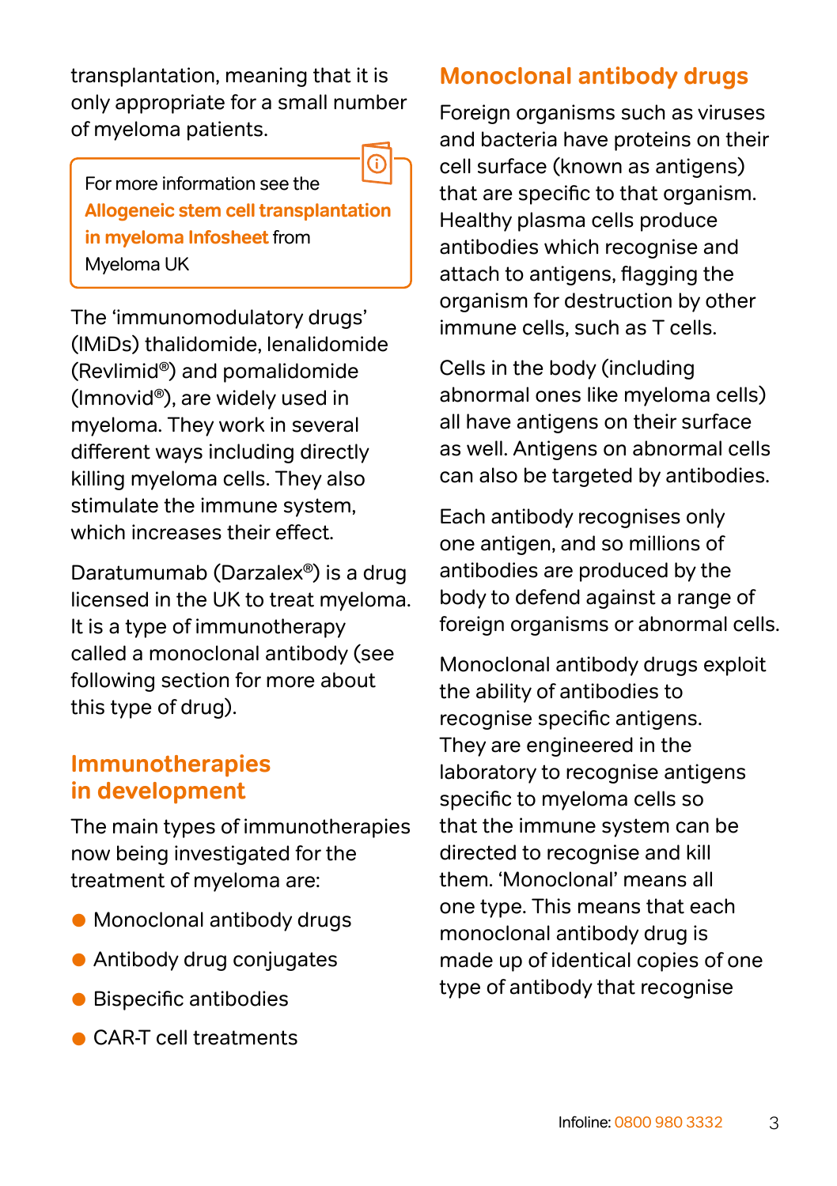transplantation, meaning that it is only appropriate for a small number of myeloma patients.

> For more information see the **Allogeneic stem cell transplantation in myeloma Infosheet** from Myeloma UK

The 'immunomodulatory drugs' (IMiDs) thalidomide, lenalidomide (Revlimid®) and pomalidomide (Imnovid®), are widely used in myeloma. They work in several different ways including directly killing myeloma cells. They also stimulate the immune system, which increases their effect.

Daratumumab (Darzalex®) is a drug licensed in the UK to treat myeloma. It is a type of immunotherapy called a monoclonal antibody (see following section for more about this type of drug).

## Immunotherapies in development

The main types of immunotherapies now being investigated for the treatment of myeloma are:

- Monoclonal antibody drugs
- Antibody drug conjugates
- Bispecific antibodies
- CAR-T cell treatments

## Monoclonal antibody drugs

Foreign organisms such as viruses and bacteria have proteins on their cell surface (known as antigens) that are specific to that organism. Healthy plasma cells produce antibodies which recognise and attach to antigens, flagging the organism for destruction by other immune cells, such as T cells.

Cells in the body (including abnormal ones like myeloma cells) all have antigens on their surface as well. Antigens on abnormal cells can also be targeted by antibodies.

Each antibody recognises only one antigen, and so millions of antibodies are produced by the body to defend against a range of foreign organisms or abnormal cells.

Monoclonal antibody drugs exploit the ability of antibodies to recognise specific antigens. They are engineered in the laboratory to recognise antigens specific to myeloma cells so that the immune system can be directed to recognise and kill them. 'Monoclonal' means all one type. This means that each monoclonal antibody drug is made up of identical copies of one type of antibody that recognise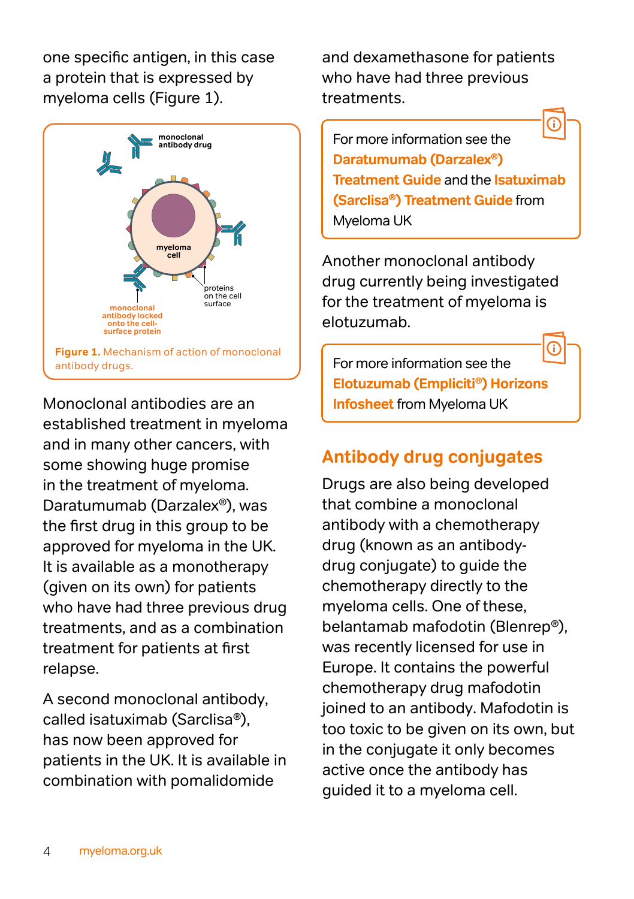one specific antigen, in this case a protein that is expressed by myeloma cells (Figure 1).

**Figure 1.** Mechanism of action of monoclonal antibody drugs.

Monoclonal antibodies are an established treatment in myeloma and in many other cancers, with some showing huge promise in the treatment of myeloma. Daratumumab (Darzalex®), was the first drug in this group to be approved for myeloma in the UK. It is available as a monotherapy (given on its own) for patients who have had three previous drug treatments, and as a combination treatment for patients at first relapse.

A second monoclonal antibody, called isatuximab (Sarclisa®), has now been approved for patients in the UK. It is available in combination with pomalidomide and dexamethasone for patients who have had three previous treatments.

> For more information see the **Daratumumab (Darzalex®) Treatment Guide** and the **Isatuximab (Sarclisa®) Treatment Guide** from Myeloma UK

Another monoclonal antibody drug currently being investigated for the treatment of myeloma is elotuzumab.

> For more information see the **Elotuzumab (Empliciti®) Horizons Infosheet** from Myeloma UK

## Antibody drug conjugates

Drugs are also being developed that combine a monoclonal antibody with a chemotherapy drug (known as an antibody-drug conjugate) to guide the chemotherapy directly to the myeloma cells. One of these, belantamab mafodotin (Blenrep®), was recently licensed for use in Europe. It contains the powerful chemotherapy drug mafodotin joined to an antibody. Mafodotin is too toxic to be given on its own, but in the conjugate it only becomes active once the antibody has guided it to a myeloma cell.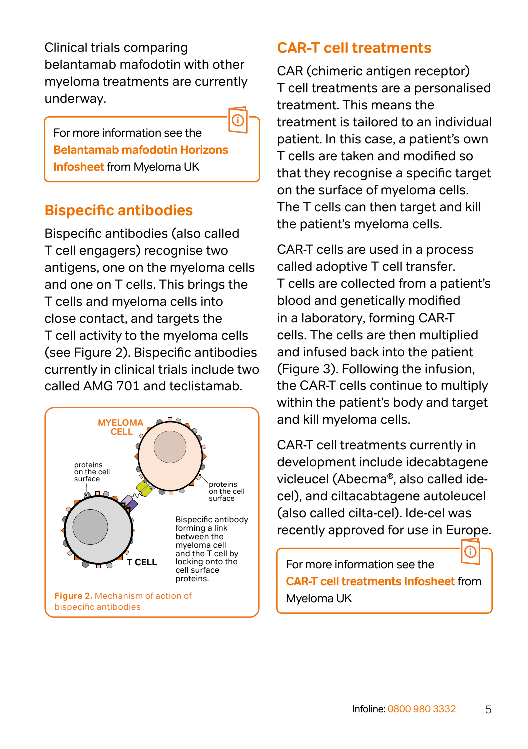Clinical trials comparing belantamab mafodotin with other myeloma treatments are currently underway.

> For more information see the **Belantamab mafodotin Horizons Infosheet** from Myeloma UK

## Bispecific antibodies

Bispecific antibodies (also called T cell engagers) recognise two antigens, one on the myeloma cells and one on T cells. This brings the T cells and myeloma cells into close contact, and targets the T cell activity to the myeloma cells (see Figure 2). Bispecific antibodies currently in clinical trials include two called AMG 701 and teclistamab.

**Figure 2.** Mechanism of action of bispecific antibodies

## CAR-T cell treatments

CAR (chimeric antigen receptor) T cell treatments are a personalised treatment. This means the treatment is tailored to an individual patient. In this case, a patient's own T cells are taken and modified so that they recognise a specific target on the surface of myeloma cells. The T cells can then target and kill the patient's myeloma cells.

CAR-T cells are used in a process called adoptive T cell transfer. T cells are collected from a patient's blood and genetically modified in a laboratory, forming CAR-T cells. The cells are then multiplied and infused back into the patient (Figure 3). Following the infusion, the CAR-T cells continue to multiply within the patient's body and target and kill myeloma cells.

CAR-T cell treatments currently in development include idecabtagene vicleucel (Abecma®, also called ide-cel), and ciltacabtagene autoleucel (also called cilta-cel). Ide-cel was recently approved for use in Europe.

> For more information see the **CAR-T cell treatments Infosheet** from Myeloma UK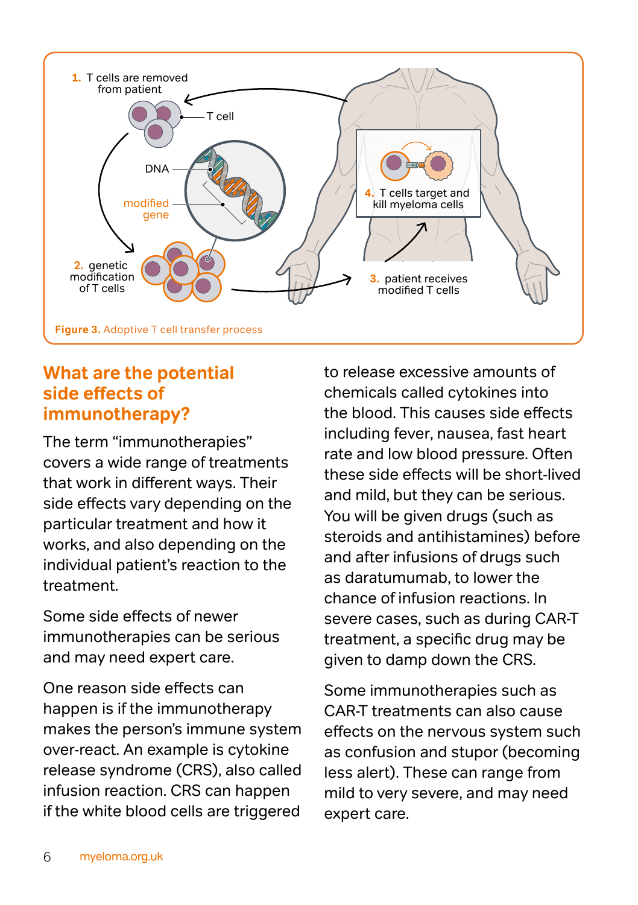**Figure 3.** Adoptive T cell transfer process

## What are the potential side effects of immunotherapy?

The term "immunotherapies" covers a wide range of treatments that work in different ways. Their side effects vary depending on the particular treatment and how it works, and also depending on the individual patient's reaction to the treatment.

Some side effects of newer immunotherapies can be serious and may need expert care.

One reason side effects can happen is if the immunotherapy makes the person's immune system over-react. An example is cytokine release syndrome (CRS), also called infusion reaction. CRS can happen if the white blood cells are triggered to release excessive amounts of chemicals called cytokines into the blood. This causes side effects including fever, nausea, fast heart rate and low blood pressure. Often these side effects will be short-lived and mild, but they can be serious. You will be given drugs (such as steroids and antihistamines) before and after infusions of drugs such as daratumumab, to lower the chance of infusion reactions. In severe cases, such as during CAR-T treatment, a specific drug may be given to damp down the CRS.

Some immunotherapies such as CAR-T treatments can also cause effects on the nervous system such as confusion and stupor (becoming less alert). These can range from mild to very severe, and may need expert care.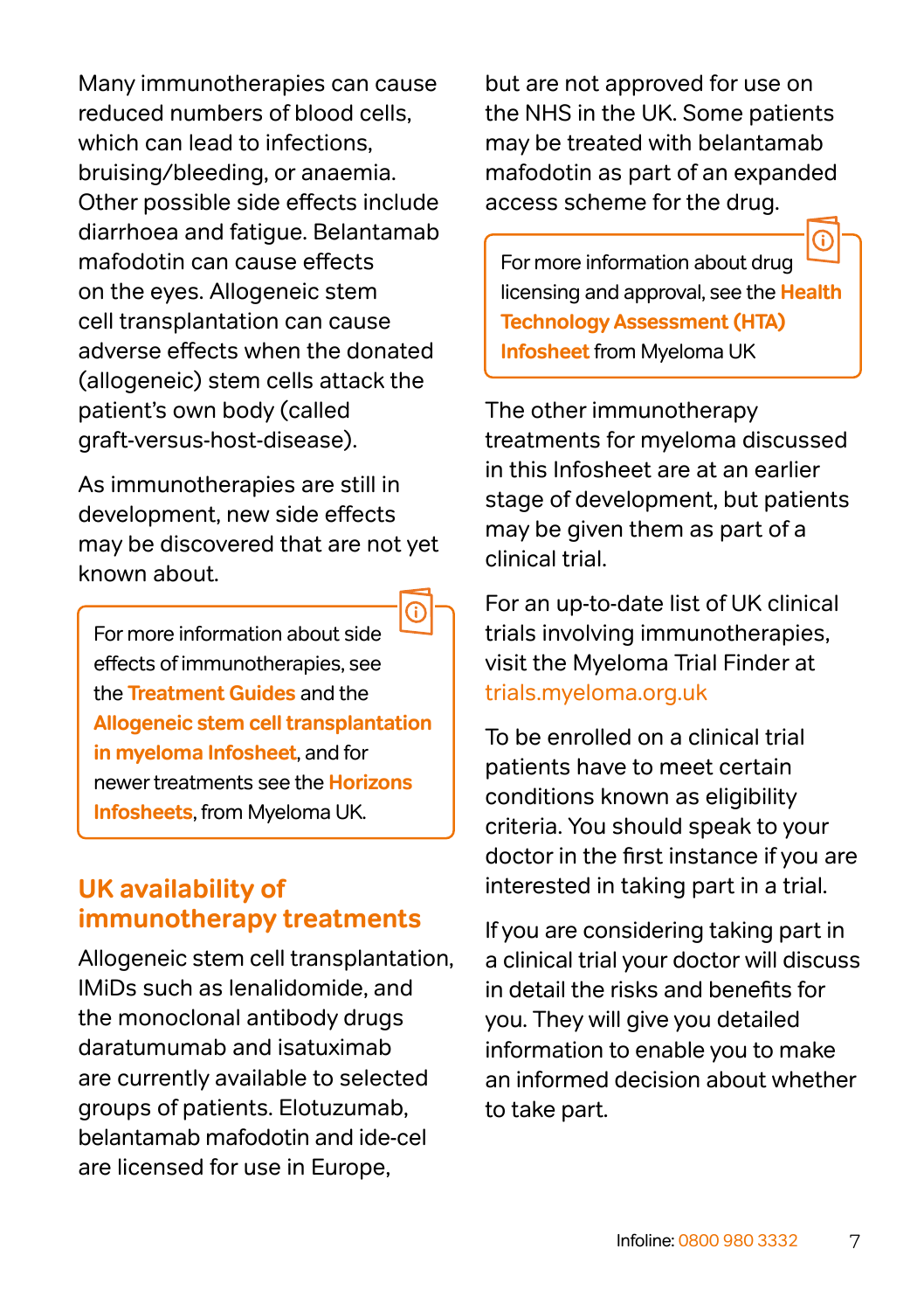Many immunotherapies can cause reduced numbers of blood cells, which can lead to infections, bruising/bleeding, or anaemia. Other possible side effects include diarrhoea and fatigue. Belantamab mafodotin can cause effects on the eyes. Allogeneic stem cell transplantation can cause adverse effects when the donated (allogeneic) stem cells attack the patient's own body (called graft-versus-host-disease).

As immunotherapies are still in development, new side effects may be discovered that are not yet known about.

> For more information about side effects of immunotherapies, see the **Treatment Guides** and the **Allogeneic stem cell transplantation in myeloma Infosheet**, and for newer treatments see the **Horizons Infosheets**, from Myeloma UK.

## UK availability of immunotherapy treatments

Allogeneic stem cell transplantation, IMiDs such as lenalidomide, and the monoclonal antibody drugs daratumumab and isatuximab are currently available to selected groups of patients. Elotuzumab, belantamab mafodotin and ide-cel are licensed for use in Europe, but are not approved for use on the NHS in the UK. Some patients may be treated with belantamab mafodotin as part of an expanded access scheme for the drug.

> For more information about drug licensing and approval, see the **Health Technology Assessment (HTA) Infosheet** from Myeloma UK

The other immunotherapy treatments for myeloma discussed in this Infosheet are at an earlier stage of development, but patients may be given them as part of a clinical trial.

For an up-to-date list of UK clinical trials involving immunotherapies, visit the Myeloma Trial Finder at trials.myeloma.org.uk

To be enrolled on a clinical trial patients have to meet certain conditions known as eligibility criteria. You should speak to your doctor in the first instance if you are interested in taking part in a trial.

If you are considering taking part in a clinical trial your doctor will discuss in detail the risks and benefits for you. They will give you detailed information to enable you to make an informed decision about whether to take part.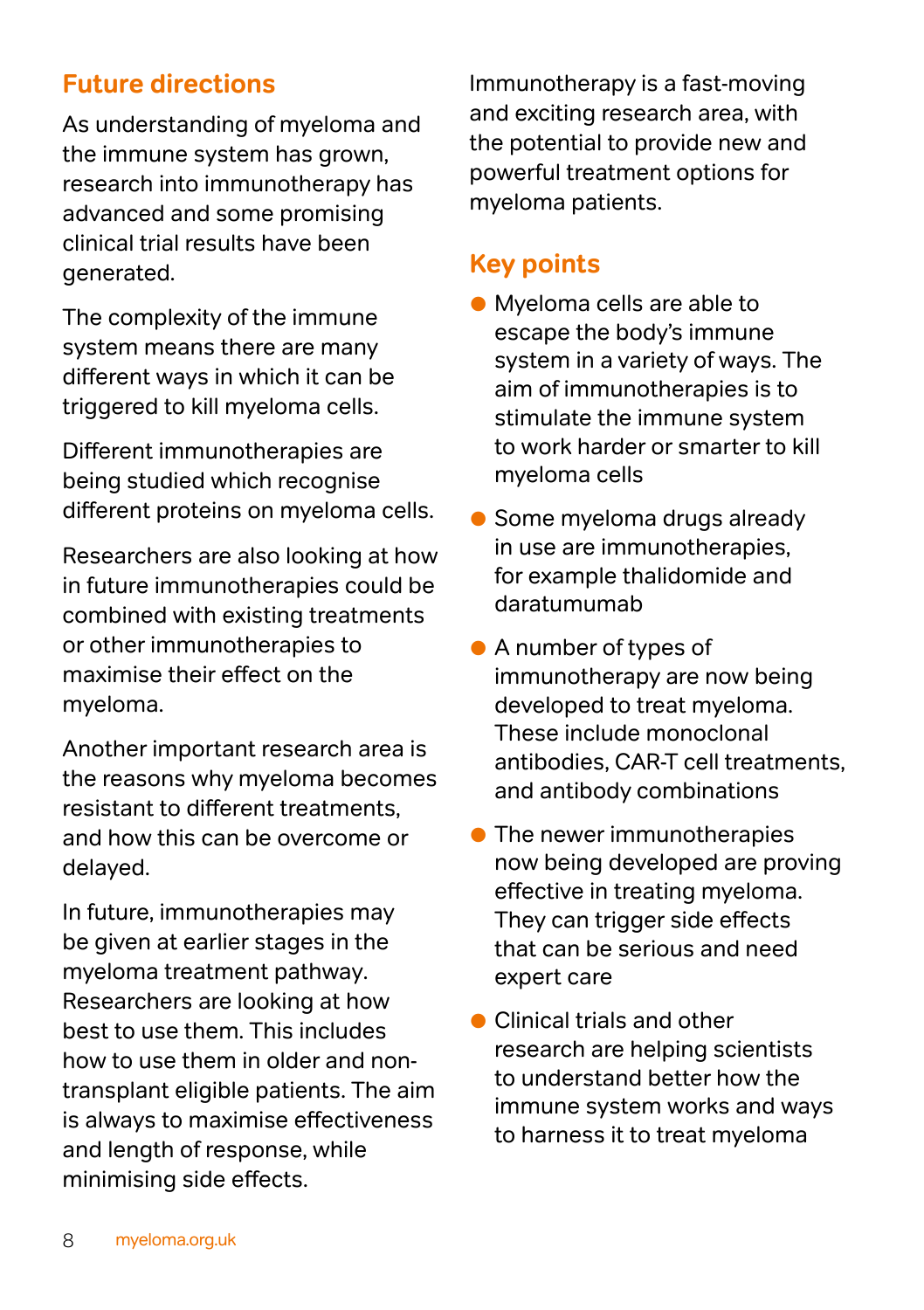## Future directions

As understanding of myeloma and the immune system has grown, research into immunotherapy has advanced and some promising clinical trial results have been generated.

The complexity of the immune system means there are many different ways in which it can be triggered to kill myeloma cells.

Different immunotherapies are being studied which recognise different proteins on myeloma cells.

Researchers are also looking at how in future immunotherapies could be combined with existing treatments or other immunotherapies to maximise their effect on the myeloma.

Another important research area is the reasons why myeloma becomes resistant to different treatments, and how this can be overcome or delayed.

In future, immunotherapies may be given at earlier stages in the myeloma treatment pathway. Researchers are looking at how best to use them. This includes how to use them in older and non-transplant eligible patients. The aim is always to maximise effectiveness and length of response, while minimising side effects.

Immunotherapy is a fast-moving and exciting research area, with the potential to provide new and powerful treatment options for myeloma patients.

## Key points

- Myeloma cells are able to escape the body's immune system in a variety of ways. The aim of immunotherapies is to stimulate the immune system to work harder or smarter to kill myeloma cells
- Some myeloma drugs already in use are immunotherapies, for example thalidomide and daratumumab
- A number of types of immunotherapy are now being developed to treat myeloma. These include monoclonal antibodies, CAR-T cell treatments, and antibody combinations
- The newer immunotherapies now being developed are proving effective in treating myeloma. They can trigger side effects that can be serious and need expert care
- Clinical trials and other research are helping scientists to understand better how the immune system works and ways to harness it to treat myeloma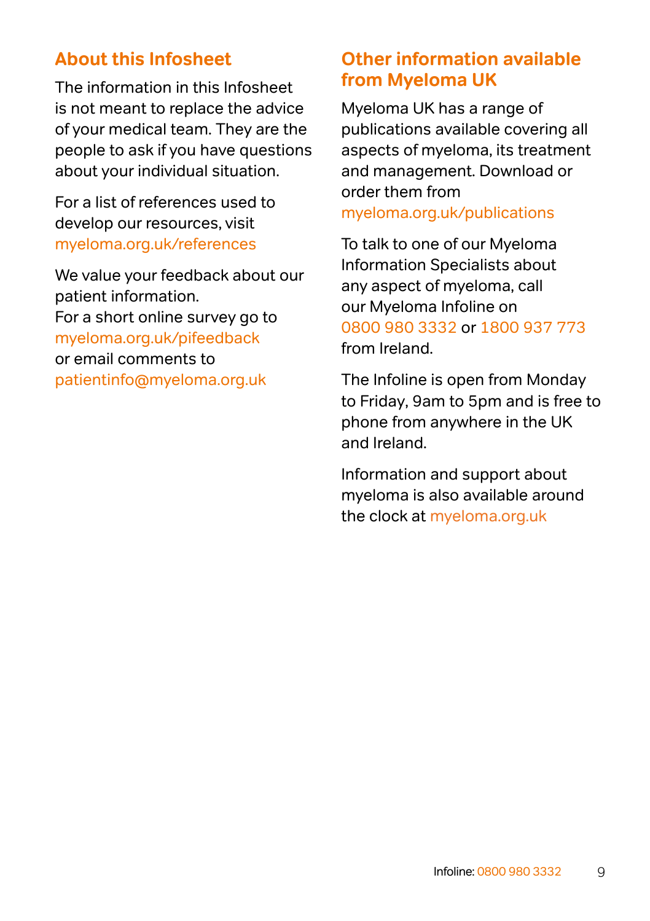## About this Infosheet

The information in this Infosheet is not meant to replace the advice of your medical team. They are the people to ask if you have questions about your individual situation.

For a list of references used to develop our resources, visit myeloma.org.uk/references

We value your feedback about our patient information.
For a short online survey go to myeloma.org.uk/pifeedback or email comments to patientinfo@myeloma.org.uk

## Other information available from Myeloma UK

Myeloma UK has a range of publications available covering all aspects of myeloma, its treatment and management. Download or order them from myeloma.org.uk/publications

To talk to one of our Myeloma Information Specialists about any aspect of myeloma, call our Myeloma Infoline on 0800 980 3332 or 1800 937 773 from Ireland.

The Infoline is open from Monday to Friday, 9am to 5pm and is free to phone from anywhere in the UK and Ireland.

Information and support about myeloma is also available around the clock at myeloma.org.uk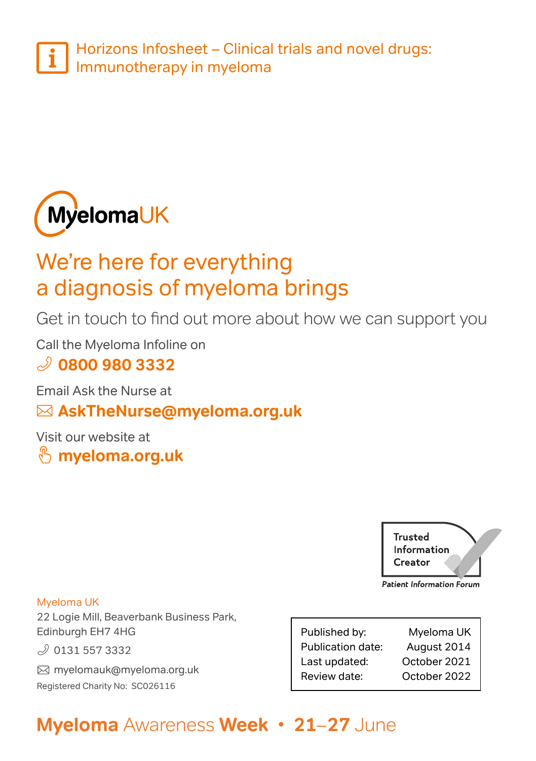Horizons Infosheet – Clinical trials and novel drugs: Immunotherapy in myeloma

MyelomaUK

## We're here for everything a diagnosis of myeloma brings

Get in touch to find out more about how we can support you

Call the Myeloma Infoline on

**0800 980 3332**

Email Ask the Nurse at

**AskTheNurse@myeloma.org.uk**

Visit our website at

**myeloma.org.uk**

Trusted Information Creator

*Patient Information Forum*

Myeloma UK
22 Logie Mill, Beaverbank Business Park,
Edinburgh EH7 4HG

0131 557 3332

myelomauk@myeloma.org.uk

Registered Charity No: SC026116

| | |
|---|---|
| Published by: | Myeloma UK |
| Publication date: | August 2014 |
| Last updated: | October 2021 |
| Review date: | October 2022 |

**Myeloma** Awareness **Week** • **21**–**27** June